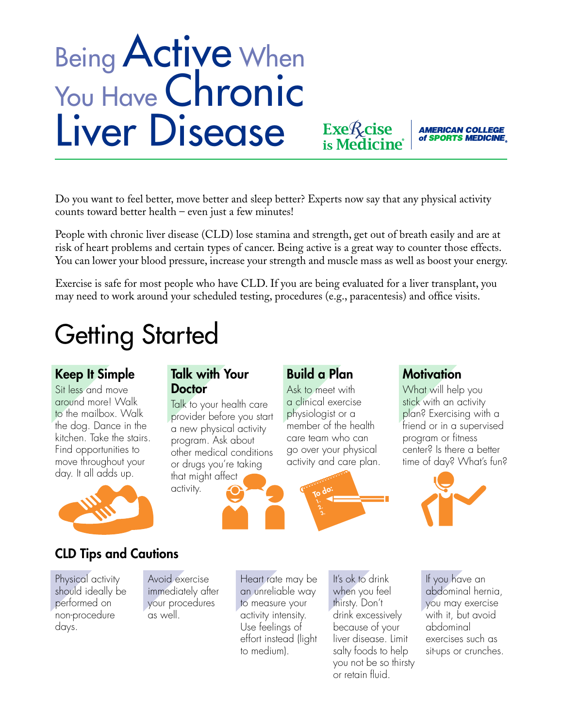# Being Active When You Have Chronic Liver Disease

Exercise is Medicine | AMERICAN COLLEGE of SPORTS MEDICINE

Do you want to feel better, move better and sleep better? Experts now say that any physical activity counts toward better health – even just a few minutes!

People with chronic liver disease (CLD) lose stamina and strength, get out of breath easily and are at risk of heart problems and certain types of cancer. Being active is a great way to counter those effects. You can lower your blood pressure, increase your strength and muscle mass as well as boost your energy.

Exercise is safe for most people who have CLD. If you are being evaluated for a liver transplant, you may need to work around your scheduled testing, procedures (e.g., paracentesis) and office visits.

## Getting Started

### Keep It Simple

Sit less and move around more! Walk to the mailbox. Walk the dog. Dance in the kitchen. Take the stairs. Find opportunities to move throughout your day. It all adds up.

### Talk with Your Doctor

Talk to your health care provider before you start a new physical activity program. Ask about other medical conditions or drugs you're taking that might affect activity.

### Build a Plan

Ask to meet with a clinical exercise physiologist or a member of the health care team who can go over your physical activity and care plan.

### Motivation

What will help you stick with an activity plan? Exercising with a friend or in a supervised program or fitness center? Is there a better time of day? What's fun?

### CLD Tips and Cautions

- Physical activity should ideally be performed on non-procedure days.
- Avoid exercise immediately after your procedures as well.
- Heart rate may be an unreliable way to measure your activity intensity. Use feelings of effort instead (light to medium).
- It's ok to drink when you feel thirsty. Don't drink excessively because of your liver disease. Limit salty foods to help you not be so thirsty or retain fluid.
- If you have an abdominal hernia, you may exercise with it, but avoid abdominal exercises such as sit-ups or crunches.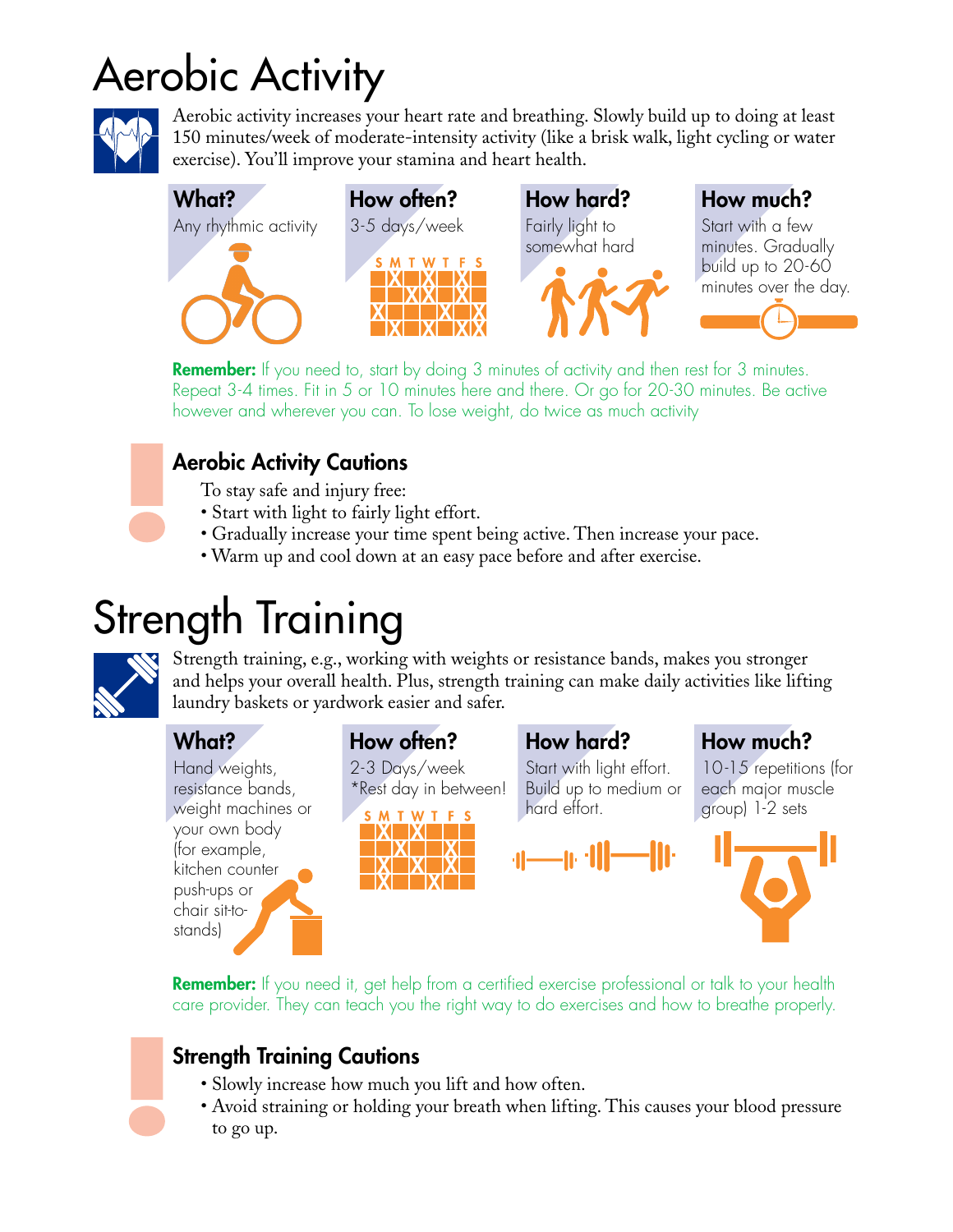# Aerobic Activity

Aerobic activity increases your heart rate and breathing. Slowly build up to doing at least 150 minutes/week of moderate-intensity activity (like a brisk walk, light cycling or water exercise). You'll improve your stamina and heart health.

**What?**
Any rhythmic activity

**How often?**
3-5 days/week

**How hard?**
Fairly light to somewhat hard

**How much?**
Start with a few minutes. Gradually build up to 20-60 minutes over the day.

**Remember:** If you need to, start by doing 3 minutes of activity and then rest for 3 minutes. Repeat 3-4 times. Fit in 5 or 10 minutes here and there. Or go for 20-30 minutes. Be active however and wherever you can. To lose weight, do twice as much activity

## Aerobic Activity Cautions

To stay safe and injury free:

- Start with light to fairly light effort.
- Gradually increase your time spent being active. Then increase your pace.
- Warm up and cool down at an easy pace before and after exercise.

# Strength Training

Strength training, e.g., working with weights or resistance bands, makes you stronger and helps your overall health. Plus, strength training can make daily activities like lifting laundry baskets or yardwork easier and safer.

**What?**
Hand weights, resistance bands, weight machines or your own body (for example, kitchen counter push-ups or chair sit-to-stands)

**How often?**
2-3 Days/week
*Rest day in between!

**How hard?**
Start with light effort. Build up to medium or hard effort.

**How much?**
10-15 repetitions (for each major muscle group) 1-2 sets

**Remember:** If you need it, get help from a certified exercise professional or talk to your health care provider. They can teach you the right way to do exercises and how to breathe properly.

## Strength Training Cautions

- Slowly increase how much you lift and how often.
- Avoid straining or holding your breath when lifting. This causes your blood pressure to go up.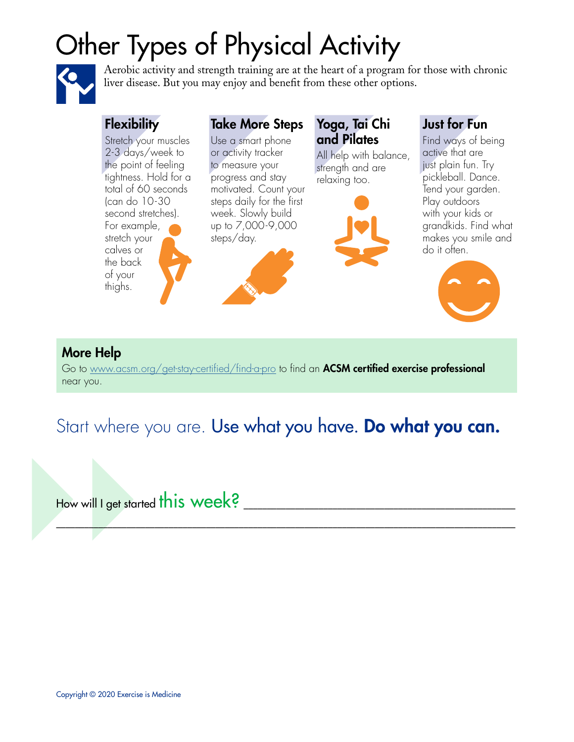# Other Types of Physical Activity

Aerobic activity and strength training are at the heart of a program for those with chronic liver disease. But you may enjoy and benefit from these other options.

## Flexibility

Stretch your muscles 2-3 days/week to the point of feeling tightness. Hold for a total of 60 seconds (can do 10-30 second stretches). For example, stretch your calves or the back of your thighs.

## Take More Steps

Use a smart phone or activity tracker to measure your progress and stay motivated. Count your steps daily for the first week. Slowly build up to 7,000-9,000 steps/day.

## Yoga, Tai Chi and Pilates

All help with balance, strength and are relaxing too.

## Just for Fun

Find ways of being active that are just plain fun. Try pickleball. Dance. Tend your garden. Play outdoors with your kids or grandkids. Find what makes you smile and do it often.

## More Help

Go to www.acsm.org/get-stay-certified/find-a-pro to find an **ACSM certified exercise professional** near you.

Start where you are. **Use what you have. Do what you can.**

How will I get started this week? ______________________________________

______________________________________________________________________

Copyright © 2020 Exercise is Medicine